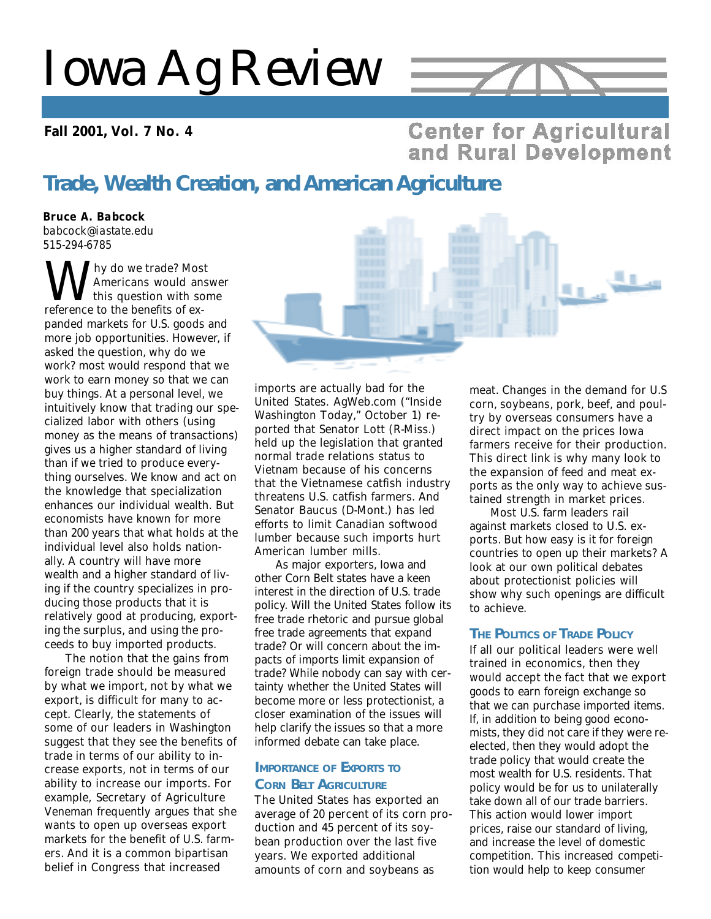# Iowa Ag Review

**Fall 2001, Vol. 7 No. 4**

Center for Agricultural and Rural Development

## Trade, Wealth Creation, and American Agriculture

**Bruce A. Babcock**
*babcock@iastate.edu*
515-294-6785

Why do we trade? Most Americans would answer this question with some reference to the benefits of expanded markets for U.S. goods and more job opportunities. However, if asked the question, why do we work? most would respond that we work to earn money so that we can buy things. At a personal level, we intuitively know that trading our specialized labor with others (using money as the means of transactions) gives us a higher standard of living than if we tried to produce everything ourselves. We know and act on the knowledge that specialization enhances our individual wealth. But economists have known for more than 200 years that what holds at the individual level also holds nationally. A country will have more wealth and a higher standard of living if the country specializes in producing those products that it is relatively good at producing, exporting the surplus, and using the proceeds to buy imported products.

The notion that the gains from foreign trade should be measured by what we import, not by what we export, is difficult for many to accept. Clearly, the statements of some of our leaders in Washington suggest that they see the benefits of trade in terms of our ability to increase exports, not in terms of our ability to increase our imports. For example, Secretary of Agriculture Veneman frequently argues that she wants to open up overseas export markets for the benefit of U.S. farmers. And it is a common bipartisan belief in Congress that increased imports are actually bad for the United States. AgWeb.com ("Inside Washington Today," October 1) reported that Senator Lott (R-Miss.) held up the legislation that granted normal trade relations status to Vietnam because of his concerns that the Vietnamese catfish industry threatens U.S. catfish farmers. And Senator Baucus (D-Mont.) has led efforts to limit Canadian softwood lumber because such imports hurt American lumber mills.

As major exporters, Iowa and other Corn Belt states have a keen interest in the direction of U.S. trade policy. Will the United States follow its free trade rhetoric and pursue global free trade agreements that expand trade? Or will concern about the impacts of imports limit expansion of trade? While nobody can say with certainty whether the United States will become more or less protectionist, a closer examination of the issues will help clarify the issues so that a more informed debate can take place.

### Importance of Exports to Corn Belt Agriculture

The United States has exported an average of 20 percent of its corn production and 45 percent of its soybean production over the last five years. We exported additional amounts of corn and soybeans as meat. Changes in the demand for U.S corn, soybeans, pork, beef, and poultry by overseas consumers have a direct impact on the prices Iowa farmers receive for their production. This direct link is why many look to the expansion of feed and meat exports as the only way to achieve sustained strength in market prices.

Most U.S. farm leaders rail against markets closed to U.S. exports. But how easy is it for foreign countries to open up their markets? A look at our own political debates about protectionist policies will show why such openings are difficult to achieve.

### The Politics of Trade Policy

If all our political leaders were well trained in economics, then they would accept the fact that we export goods to earn foreign exchange so that we can purchase imported items. If, in addition to being good economists, they did not care if they were reelected, then they would adopt the trade policy that would create the most wealth for U.S. residents. That policy would be for us to unilaterally take down all of our trade barriers. This action would lower import prices, raise our standard of living, and increase the level of domestic competition. This increased competition would help to keep consumer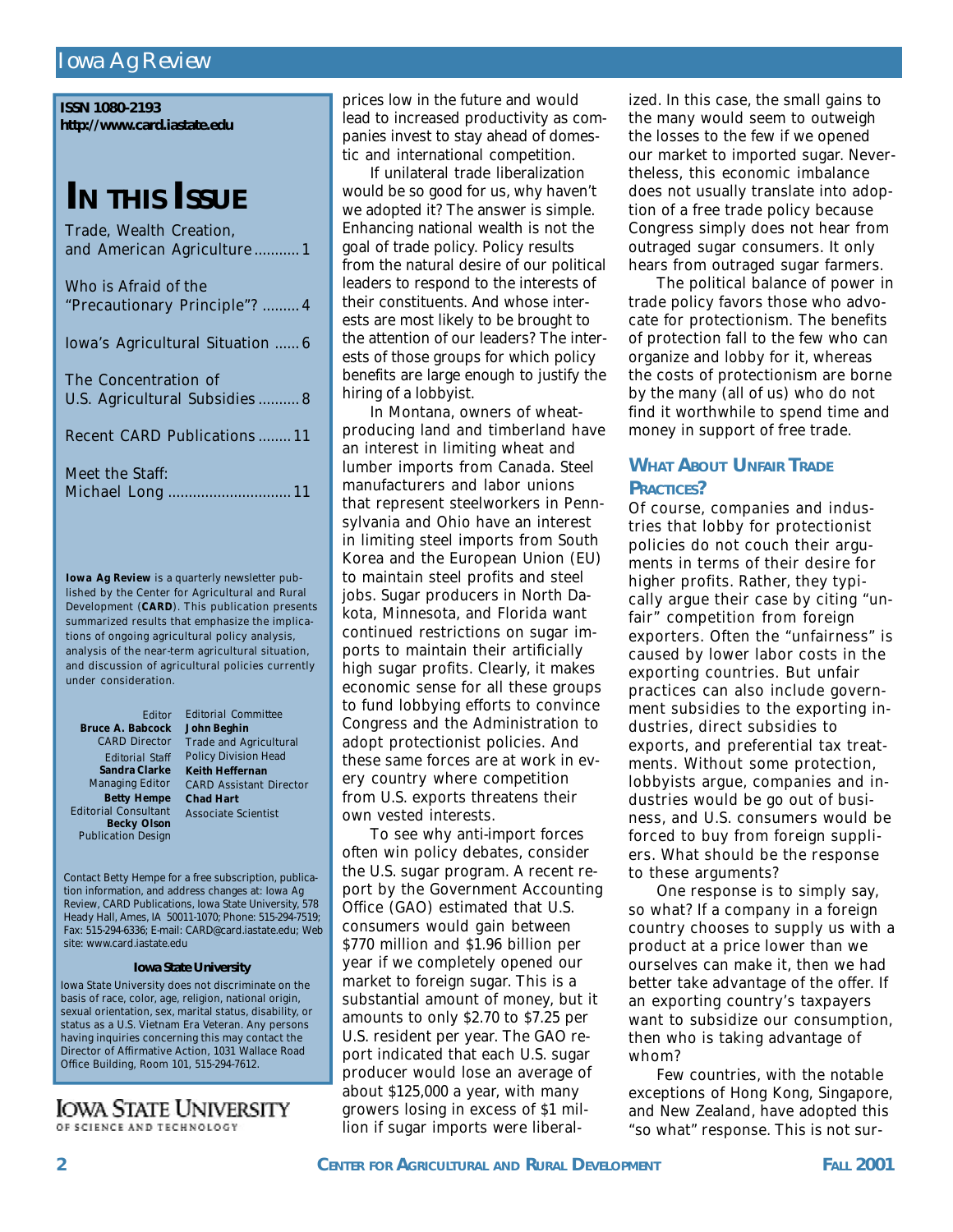**ISSN 1080-2193**
**http://www.card.iastate.edu**

# IN THIS ISSUE

Trade, Wealth Creation, and American Agriculture ........... 1

Who is Afraid of the "Precautionary Principle"? ......... 4

Iowa's Agricultural Situation ...... 6

The Concentration of U.S. Agricultural Subsidies .......... 8

Recent CARD Publications ........ 11

Meet the Staff: Michael Long .............................. 11

**Iowa Ag Review** is a quarterly newsletter published by the Center for Agricultural and Rural Development (**CARD**). This publication presents summarized results that emphasize the implications of ongoing agricultural policy analysis, analysis of the near-term agricultural situation, and discussion of agricultural policies currently under consideration.

Editor
**Bruce A. Babcock**
CARD Director

Editorial Staff
**Sandra Clarke**
Managing Editor
**Betty Hempe**
Editorial Consultant
**Becky Olson**
Publication Design

Editorial Committee
**John Beghin**
Trade and Agricultural Policy Division Head
**Keith Heffernan**
CARD Assistant Director
**Chad Hart**
Associate Scientist

Contact Betty Hempe for a free subscription, publication information, and address changes at: Iowa Ag Review, CARD Publications, Iowa State University, 578 Heady Hall, Ames, IA 50011-1070; Phone: 515-294-7519; Fax: 515-294-6336; E-mail: CARD@card.iastate.edu; Web site: www.card.iastate.edu

**Iowa State University**

Iowa State University does not discriminate on the basis of race, color, age, religion, national origin, sexual orientation, sex, marital status, disability, or status as a U.S. Vietnam Era Veteran. Any persons having inquiries concerning this may contact the Director of Affirmative Action, 1031 Wallace Road Office Building, Room 101, 515-294-7612.

IOWA STATE UNIVERSITY
OF SCIENCE AND TECHNOLOGY

prices low in the future and would lead to increased productivity as companies invest to stay ahead of domestic and international competition.

If unilateral trade liberalization would be so good for us, why haven't we adopted it? The answer is simple. Enhancing national wealth is not the goal of trade policy. Policy results from the natural desire of our political leaders to respond to the interests of their constituents. And whose interests are most likely to be brought to the attention of our leaders? The interests of those groups for which policy benefits are large enough to justify the hiring of a lobbyist.

In Montana, owners of wheat-producing land and timberland have an interest in limiting wheat and lumber imports from Canada. Steel manufacturers and labor unions that represent steelworkers in Pennsylvania and Ohio have an interest in limiting steel imports from South Korea and the European Union (EU) to maintain steel profits and steel jobs. Sugar producers in North Dakota, Minnesota, and Florida want continued restrictions on sugar imports to maintain their artificially high sugar profits. Clearly, it makes economic sense for all these groups to fund lobbying efforts to convince Congress and the Administration to adopt protectionist policies. And these same forces are at work in every country where competition from U.S. exports threatens their own vested interests.

To see why anti-import forces often win policy debates, consider the U.S. sugar program. A recent report by the Government Accounting Office (GAO) estimated that U.S. consumers would gain between \$770 million and \$1.96 billion per year if we completely opened our market to foreign sugar. This is a substantial amount of money, but it amounts to only \$2.70 to \$7.25 per U.S. resident per year. The GAO report indicated that each U.S. sugar producer would lose an average of about \$125,000 a year, with many growers losing in excess of \$1 million if sugar imports were liberalized. In this case, the small gains to the many would seem to outweigh the losses to the few if we opened our market to imported sugar. Nevertheless, this economic imbalance does not usually translate into adoption of a free trade policy because Congress simply does not hear from outraged sugar consumers. It only hears from outraged sugar farmers.

The political balance of power in trade policy favors those who advocate for protectionism. The benefits of protection fall to the few who can organize and lobby for it, whereas the costs of protectionism are borne by the many (all of us) who do not find it worthwhile to spend time and money in support of free trade.

## WHAT ABOUT UNFAIR TRADE PRACTICES?

Of course, companies and industries that lobby for protectionist policies do not couch their arguments in terms of their desire for higher profits. Rather, they typically argue their case by citing "unfair" competition from foreign exporters. Often the "unfairness" is caused by lower labor costs in the exporting countries. But unfair practices can also include government subsidies to the exporting industries, direct subsidies to exports, and preferential tax treatments. Without some protection, lobbyists argue, companies and industries would be go out of business, and U.S. consumers would be forced to buy from foreign suppliers. What should be the response to these arguments?

One response is to simply say, so what? If a company in a foreign country chooses to supply us with a product at a price lower than we ourselves can make it, then we had better take advantage of the offer. If an exporting country's taxpayers want to subsidize our consumption, then who is taking advantage of whom?

Few countries, with the notable exceptions of Hong Kong, Singapore, and New Zealand, have adopted this "so what" response. This is not sur-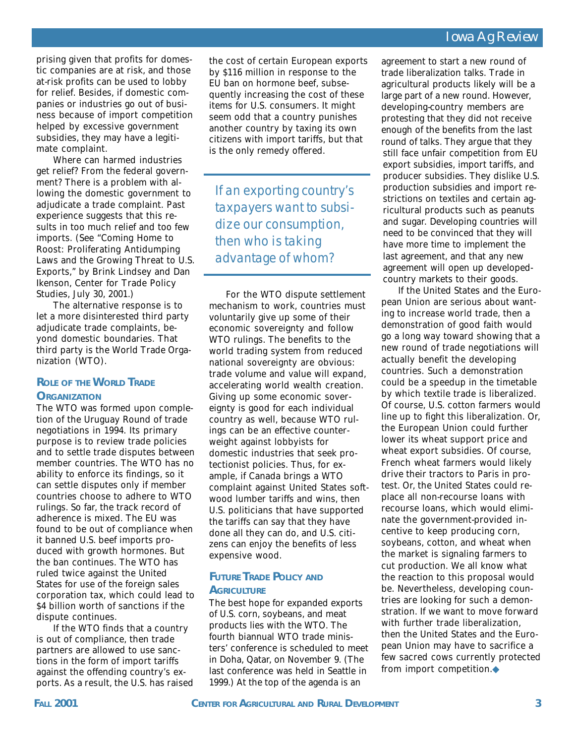prising given that profits for domestic companies are at risk, and those at-risk profits can be used to lobby for relief. Besides, if domestic companies or industries go out of business because of import competition helped by excessive government subsidies, they may have a legitimate complaint.

Where can harmed industries get relief? From the federal government? There is a problem with allowing the domestic government to adjudicate a trade complaint. Past experience suggests that this results in too much relief and too few imports. (See "Coming Home to Roost: Proliferating Antidumping Laws and the Growing Threat to U.S. Exports," by Brink Lindsey and Dan Ikenson, Center for Trade Policy Studies, July 30, 2001.)

The alternative response is to let a more disinterested third party adjudicate trade complaints, beyond domestic boundaries. That third party is the World Trade Organization (WTO).

## Role of the World Trade Organization

The WTO was formed upon completion of the Uruguay Round of trade negotiations in 1994. Its primary purpose is to review trade policies and to settle trade disputes between member countries. The WTO has no ability to enforce its findings, so it can settle disputes only if member countries choose to adhere to WTO rulings. So far, the track record of adherence is mixed. The EU was found to be out of compliance when it banned U.S. beef imports produced with growth hormones. But the ban continues. The WTO has ruled twice against the United States for use of the foreign sales corporation tax, which could lead to $4 billion worth of sanctions if the dispute continues.

If the WTO finds that a country is out of compliance, then trade partners are allowed to use sanctions in the form of import tariffs against the offending country's exports. As a result, the U.S. has raised the cost of certain European exports by $116 million in response to the EU ban on hormone beef, subsequently increasing the cost of these items for U.S. consumers. It might seem odd that a country punishes another country by taxing its own citizens with import tariffs, but that is the only remedy offered.

> *If an exporting country's taxpayers want to subsidize our consumption, then who is taking advantage of whom?*

For the WTO dispute settlement mechanism to work, countries must voluntarily give up some of their economic sovereignty and follow WTO rulings. The benefits to the world trading system from reduced national sovereignty are obvious: trade volume and value will expand, accelerating world wealth creation. Giving up some economic sovereignty is good for each individual country as well, because WTO rulings can be an effective counterweight against lobbyists for domestic industries that seek protectionist policies. Thus, for example, if Canada brings a WTO complaint against United States softwood lumber tariffs and wins, then U.S. politicians that have supported the tariffs can say that they have done all they can do, and U.S. citizens can enjoy the benefits of less expensive wood.

## Future Trade Policy and Agriculture

The best hope for expanded exports of U.S. corn, soybeans, and meat products lies with the WTO. The fourth biannual WTO trade ministers' conference is scheduled to meet in Doha, Qatar, on November 9. (The last conference was held in Seattle in 1999.) At the top of the agenda is an agreement to start a new round of trade liberalization talks. Trade in agricultural products likely will be a large part of a new round. However, developing-country members are protesting that they did not receive enough of the benefits from the last round of talks. They argue that they still face unfair competition from EU export subsidies, import tariffs, and producer subsidies. They dislike U.S. production subsidies and import restrictions on textiles and certain agricultural products such as peanuts and sugar. Developing countries will need to be convinced that they will have more time to implement the last agreement, and that any new agreement will open up developed-country markets to their goods.

If the United States and the European Union are serious about wanting to increase world trade, then a demonstration of good faith would go a long way toward showing that a new round of trade negotiations will actually benefit the developing countries. Such a demonstration could be a speedup in the timetable by which textile trade is liberalized. Of course, U.S. cotton farmers would line up to fight this liberalization. Or, the European Union could further lower its wheat support price and wheat export subsidies. Of course, French wheat farmers would likely drive their tractors to Paris in protest. Or, the United States could replace all non-recourse loans with recourse loans, which would eliminate the government-provided incentive to keep producing corn, soybeans, cotton, and wheat when the market is signaling farmers to cut production. We all know what the reaction to this proposal would be. Nevertheless, developing countries are looking for such a demonstration. If we want to move forward with further trade liberalization, then the United States and the European Union may have to sacrifice a few sacred cows currently protected from import competition. ◆